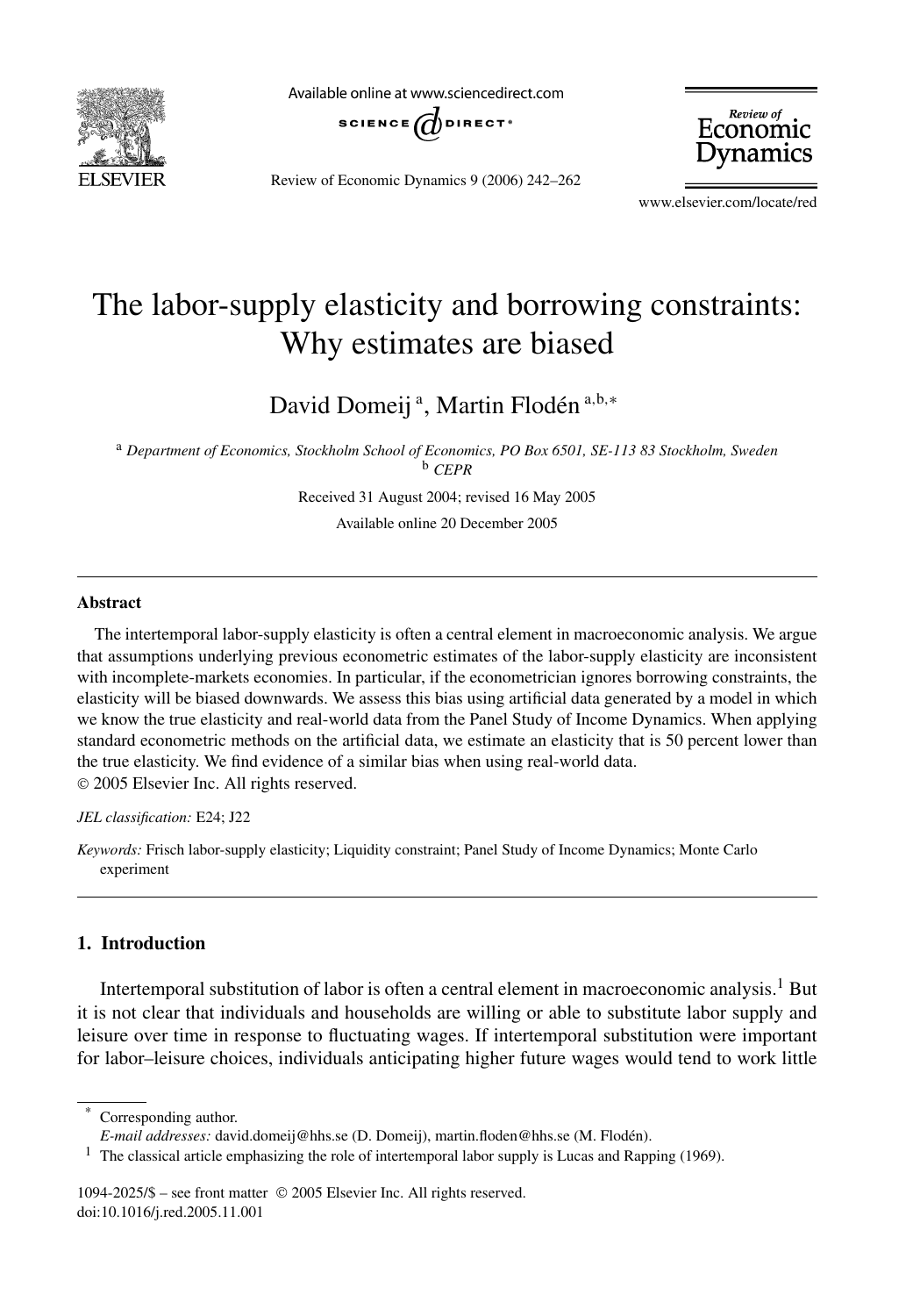# The labor-supply elasticity and borrowing constraints: Why estimates are biased

David Domeij [a], Martin Flodén [a,b,*]

[a] *Department of Economics, Stockholm School of Economics, PO Box 6501, SE-113 83 Stockholm, Sweden*
[b] *CEPR*

Received 31 August 2004; revised 16 May 2005

Available online 20 December 2005

---

### Abstract

The intertemporal labor-supply elasticity is often a central element in macroeconomic analysis. We argue that assumptions underlying previous econometric estimates of the labor-supply elasticity are inconsistent with incomplete-markets economies. In particular, if the econometrician ignores borrowing constraints, the elasticity will be biased downwards. We assess this bias using artificial data generated by a model in which we know the true elasticity and real-world data from the Panel Study of Income Dynamics. When applying standard econometric methods on the artificial data, we estimate an elasticity that is 50 percent lower than the true elasticity. We find evidence of a similar bias when using real-world data.

© 2005 Elsevier Inc. All rights reserved.

*JEL classification:* E24; J22

*Keywords:* Frisch labor-supply elasticity; Liquidity constraint; Panel Study of Income Dynamics; Monte Carlo experiment

---

## 1. Introduction

Intertemporal substitution of labor is often a central element in macroeconomic analysis.[1] But it is not clear that individuals and households are willing or able to substitute labor supply and leisure over time in response to fluctuating wages. If intertemporal substitution were important for labor–leisure choices, individuals anticipating higher future wages would tend to work little

---

\* Corresponding author.

*E-mail addresses:* david.domeij@hhs.se (D. Domeij), martin.floden@hhs.se (M. Flodén).

[1] The classical article emphasizing the role of intertemporal labor supply is Lucas and Rapping (1969).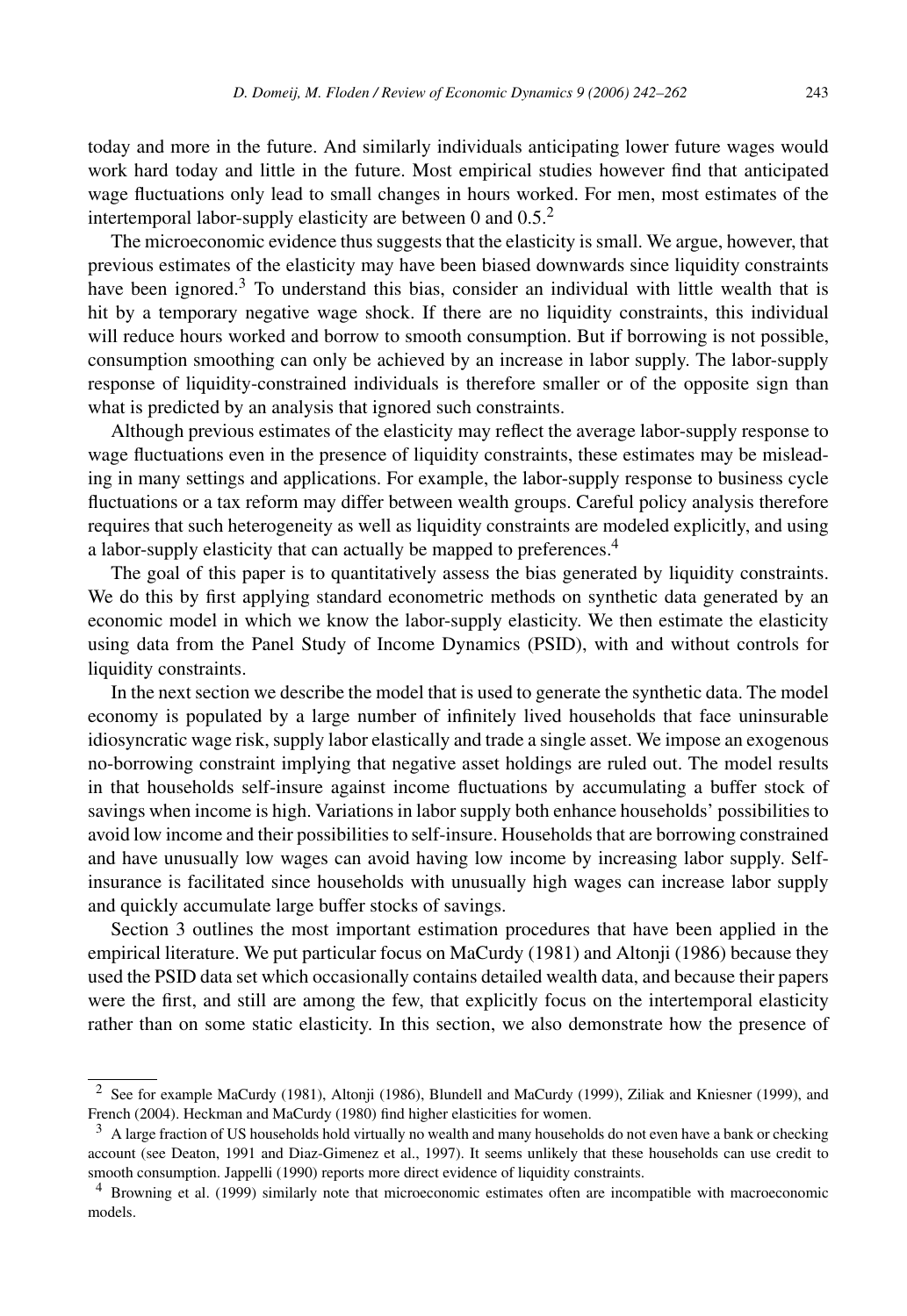today and more in the future. And similarly individuals anticipating lower future wages would work hard today and little in the future. Most empirical studies however find that anticipated wage fluctuations only lead to small changes in hours worked. For men, most estimates of the intertemporal labor-supply elasticity are between 0 and 0.5.[2]

The microeconomic evidence thus suggests that the elasticity is small. We argue, however, that previous estimates of the elasticity may have been biased downwards since liquidity constraints have been ignored.[3] To understand this bias, consider an individual with little wealth that is hit by a temporary negative wage shock. If there are no liquidity constraints, this individual will reduce hours worked and borrow to smooth consumption. But if borrowing is not possible, consumption smoothing can only be achieved by an increase in labor supply. The labor-supply response of liquidity-constrained individuals is therefore smaller or of the opposite sign than what is predicted by an analysis that ignored such constraints.

Although previous estimates of the elasticity may reflect the average labor-supply response to wage fluctuations even in the presence of liquidity constraints, these estimates may be misleading in many settings and applications. For example, the labor-supply response to business cycle fluctuations or a tax reform may differ between wealth groups. Careful policy analysis therefore requires that such heterogeneity as well as liquidity constraints are modeled explicitly, and using a labor-supply elasticity that can actually be mapped to preferences.[4]

The goal of this paper is to quantitatively assess the bias generated by liquidity constraints. We do this by first applying standard econometric methods on synthetic data generated by an economic model in which we know the labor-supply elasticity. We then estimate the elasticity using data from the Panel Study of Income Dynamics (PSID), with and without controls for liquidity constraints.

In the next section we describe the model that is used to generate the synthetic data. The model economy is populated by a large number of infinitely lived households that face uninsurable idiosyncratic wage risk, supply labor elastically and trade a single asset. We impose an exogenous no-borrowing constraint implying that negative asset holdings are ruled out. The model results in that households self-insure against income fluctuations by accumulating a buffer stock of savings when income is high. Variations in labor supply both enhance households' possibilities to avoid low income and their possibilities to self-insure. Households that are borrowing constrained and have unusually low wages can avoid having low income by increasing labor supply. Self-insurance is facilitated since households with unusually high wages can increase labor supply and quickly accumulate large buffer stocks of savings.

Section 3 outlines the most important estimation procedures that have been applied in the empirical literature. We put particular focus on MaCurdy (1981) and Altonji (1986) because they used the PSID data set which occasionally contains detailed wealth data, and because their papers were the first, and still are among the few, that explicitly focus on the intertemporal elasticity rather than on some static elasticity. In this section, we also demonstrate how the presence of

---

[2] See for example MaCurdy (1981), Altonji (1986), Blundell and MaCurdy (1999), Ziliak and Kniesner (1999), and French (2004). Heckman and MaCurdy (1980) find higher elasticities for women.

[3] A large fraction of US households hold virtually no wealth and many households do not even have a bank or checking account (see Deaton, 1991 and Diaz-Gimenez et al., 1997). It seems unlikely that these households can use credit to smooth consumption. Jappelli (1990) reports more direct evidence of liquidity constraints.

[4] Browning et al. (1999) similarly note that microeconomic estimates often are incompatible with macroeconomic models.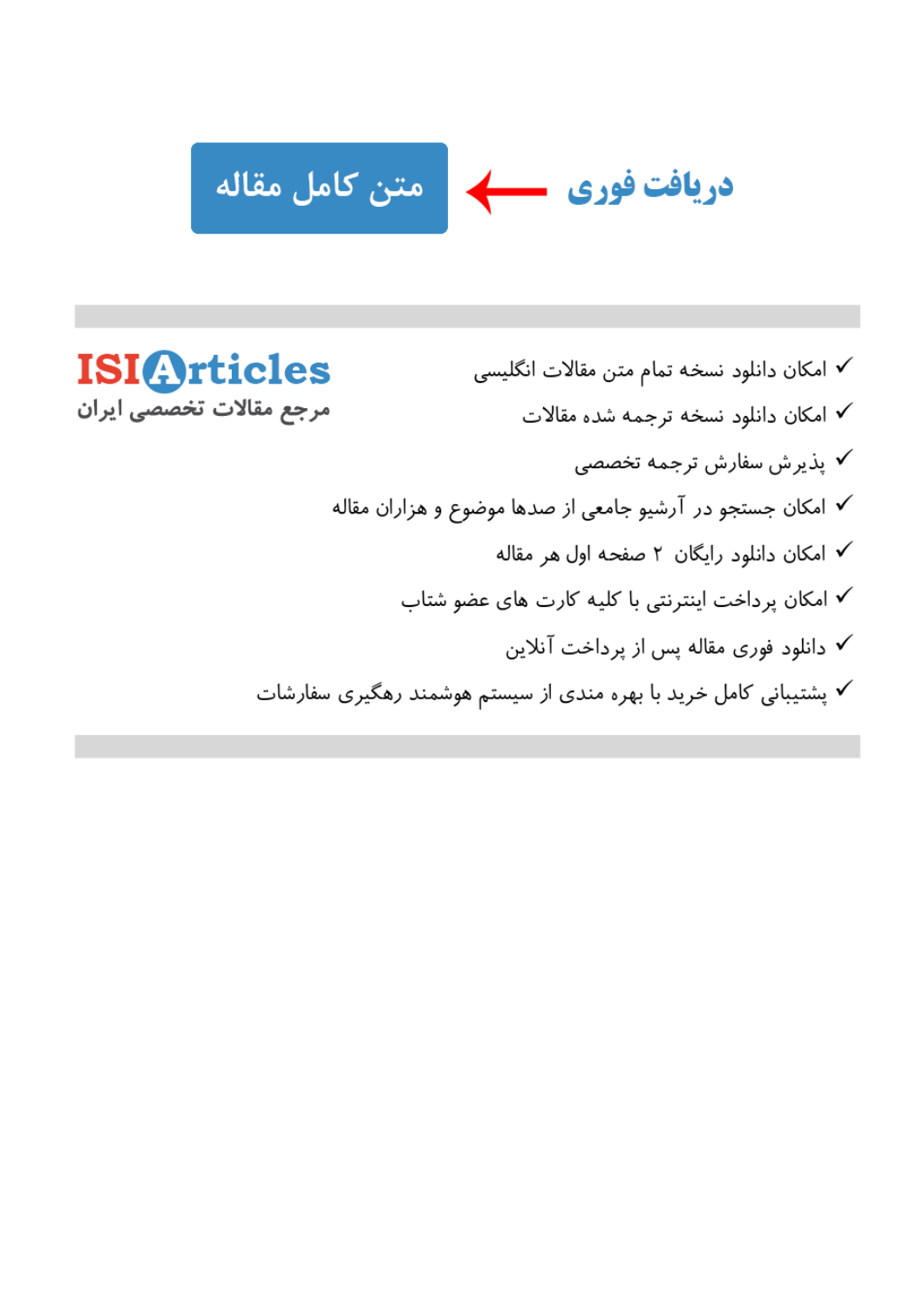دریافت فوری ← متن کامل مقاله

**ISIArticles**
مرجع مقالات تخصصی ایران

- ✓ امکان دانلود نسخه تمام متن مقالات انگلیسی
- ✓ امکان دانلود نسخه ترجمه شده مقالات
- ✓ پذیرش سفارش ترجمه تخصصی
- ✓ امکان جستجو در آرشیو جامعی از صدها موضوع و هزاران مقاله
- ✓ امکان دانلود رایگان ۲ صفحه اول هر مقاله
- ✓ امکان پرداخت اینترنتی با کلیه کارت های عضو شتاب
- ✓ دانلود فوری مقاله پس از پرداخت آنلاین
- ✓ پشتیبانی کامل خرید با بهره مندی از سیستم هوشمند رهگیری سفارشات